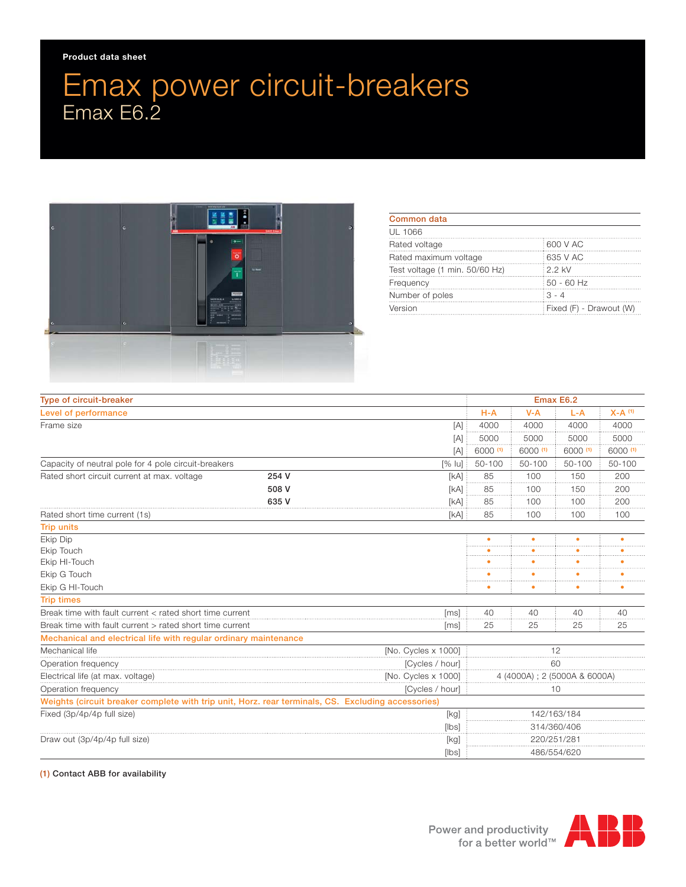Product data sheet

# Emax power circuit-breakers

## Emax E6.2

| Common data | |
|---|---|
| UL 1066 | |
| Rated voltage | 600 V AC |
| Rated maximum voltage | 635 V AC |
| Test voltage (1 min. 50/60 Hz) | 2.2 kV |
| Frequency | 50 - 60 Hz |
| Number of poles | 3 - 4 |
| Version | Fixed (F) - Drawout (W) |

| Type of circuit-breaker | | | Emax E6.2 | | | |
|---|---|---|---|---|---|---|
| **Level of performance** | | | H-A | V-A | L-A | X-A (1) |
| Frame size | | [A] | 4000 | 4000 | 4000 | 4000 |
| | | [A] | 5000 | 5000 | 5000 | 5000 |
| | | [A] | 6000 (1) | 6000 (1) | 6000 (1) | 6000 (1) |
| Capacity of neutral pole for 4 pole circuit-breakers | | [% Iu] | 50-100 | 50-100 | 50-100 | 50-100 |
| Rated short circuit current at max. voltage | **254 V** | [kA] | 85 | 100 | 150 | 200 |
| | **508 V** | [kA] | 85 | 100 | 150 | 200 |
| | **635 V** | [kA] | 85 | 100 | 100 | 200 |
| Rated short time current (1s) | | [kA] | 85 | 100 | 100 | 100 |
| **Trip units** | | | | | | |
| Ekip Dip | | | • | • | • | • |
| Ekip Touch | | | • | • | • | • |
| Ekip HI-Touch | | | • | • | • | • |
| Ekip G Touch | | | • | • | • | • |
| Ekip G HI-Touch | | | • | • | • | • |
| **Trip times** | | | | | | |
| Break time with fault current < rated short time current | | [ms] | 40 | 40 | 40 | 40 |
| Break time with fault current > rated short time current | | [ms] | 25 | 25 | 25 | 25 |
| **Mechanical and electrical life with regular ordinary maintenance** | | | | | | |
| Mechanical life | | [No. Cycles x 1000] | 12 | | | |
| Operation frequency | | [Cycles / hour] | 60 | | | |
| Electrical life (at max. voltage) | | [No. Cycles x 1000] | 4 (4000A) ; 2 (5000A & 6000A) | | | |
| Operation frequency | | [Cycles / hour] | 10 | | | |
| **Weights (circuit breaker complete with trip unit, Horz. rear terminals, CS. Excluding accessories)** | | | | | | |
| Fixed (3p/4p/4p full size) | | [kg] | 142/163/184 | | | |
| | | [lbs] | 314/360/406 | | | |
| Draw out (3p/4p/4p full size) | | [kg] | 220/251/281 | | | |
| | | [lbs] | 486/554/620 | | | |

(1) **Contact ABB for availability**

Power and productivity for a better world™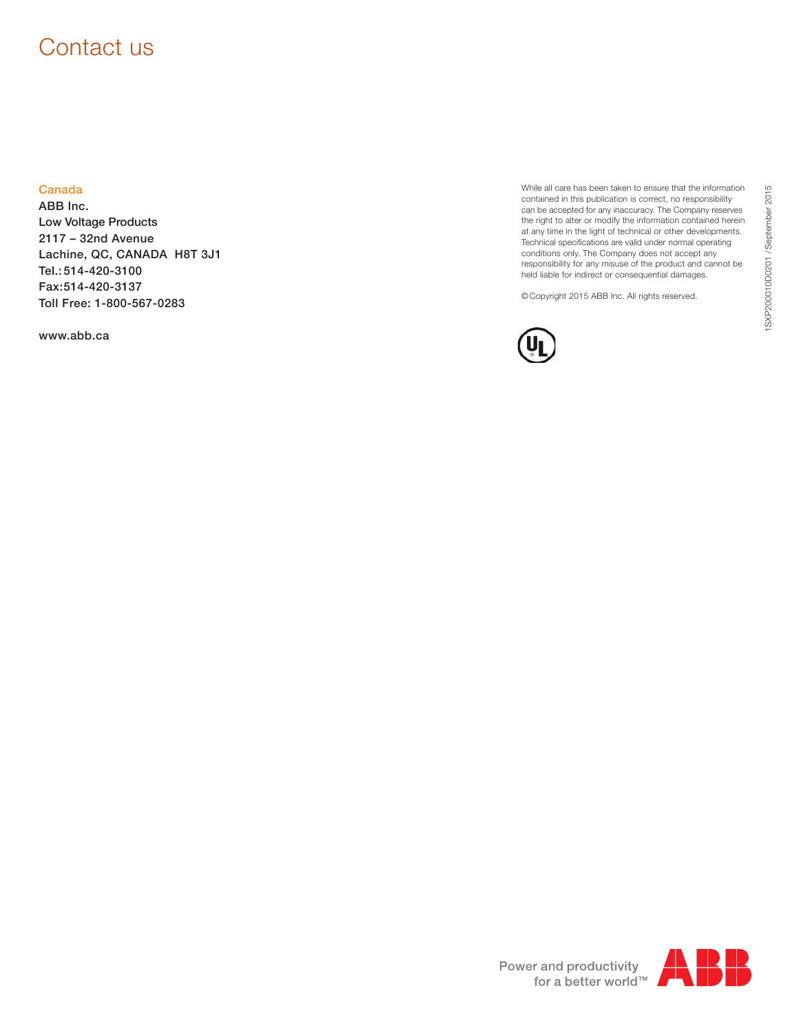# Contact us

**Canada**

ABB Inc.
Low Voltage Products
2117 – 32nd Avenue
Lachine, QC, CANADA H8T 3J1
Tel.: 514-420-3100
Fax: 514-420-3137
Toll Free: 1-800-567-0283

www.abb.ca

While all care has been taken to ensure that the information contained in this publication is correct, no responsibility can be accepted for any inaccuracy. The Company reserves the right to alter or modify the information contained herein at any time in the light of technical or other developments. Technical specifications are valid under normal operating conditions only. The Company does not accept any responsibility for any misuse of the product and cannot be held liable for indirect or consequential damages.

© Copyright 2015 ABB Inc. All rights reserved.

1SXP200010D0201 / September 2015

Power and productivity
for a better world™